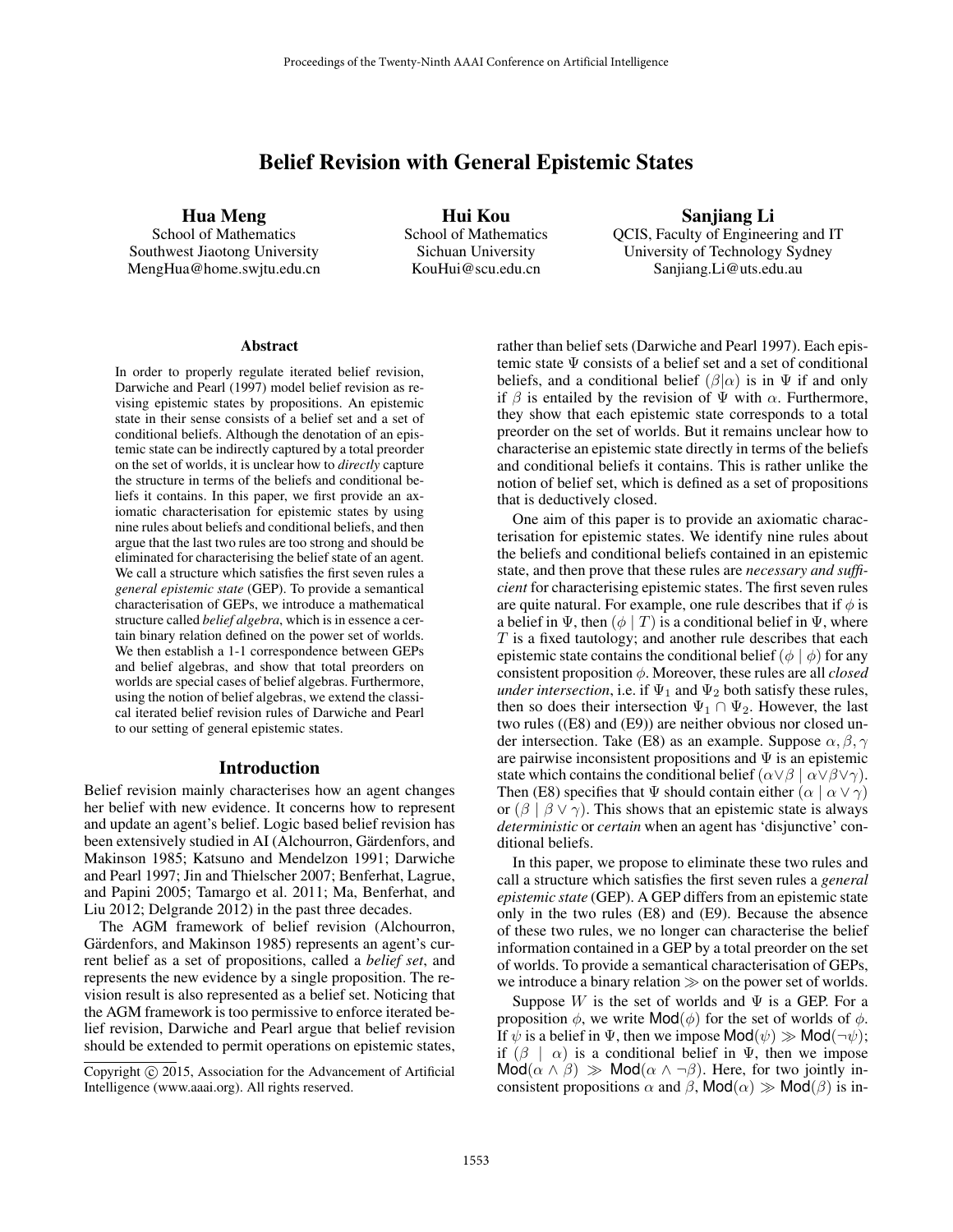# Belief Revision with General Epistemic States

**Hua Meng**
School of Mathematics
Southwest Jiaotong University
MengHua@home.swjtu.edu.cn

**Hui Kou**
School of Mathematics
Sichuan University
KouHui@scu.edu.cn

**Sanjiang Li**
QCIS, Faculty of Engineering and IT
University of Technology Sydney
Sanjiang.Li@uts.edu.au

## Abstract

In order to properly regulate iterated belief revision, Darwiche and Pearl (1997) model belief revision as revising epistemic states by propositions. An epistemic state in their sense consists of a belief set and a set of conditional beliefs. Although the denotation of an epistemic state can be indirectly captured by a total preorder on the set of worlds, it is unclear how to *directly* capture the structure in terms of the beliefs and conditional beliefs it contains. In this paper, we first provide an axiomatic characterisation for epistemic states by using nine rules about beliefs and conditional beliefs, and then argue that the last two rules are too strong and should be eliminated for characterising the belief state of an agent. We call a structure which satisfies the first seven rules a *general epistemic state* (GEP). To provide a semantical characterisation of GEPs, we introduce a mathematical structure called *belief algebra*, which is in essence a certain binary relation defined on the power set of worlds. We then establish a 1-1 correspondence between GEPs and belief algebras, and show that total preorders on worlds are special cases of belief algebras. Furthermore, using the notion of belief algebras, we extend the classical iterated belief revision rules of Darwiche and Pearl to our setting of general epistemic states.

## Introduction

Belief revision mainly characterises how an agent changes her belief with new evidence. It concerns how to represent and update an agent's belief. Logic based belief revision has been extensively studied in AI (Alchourron, Gärdenfors, and Makinson 1985; Katsuno and Mendelzon 1991; Darwiche and Pearl 1997; Jin and Thielscher 2007; Benferhat, Lagrue, and Papini 2005; Tamargo et al. 2011; Ma, Benferhat, and Liu 2012; Delgrande 2012) in the past three decades.

The AGM framework of belief revision (Alchourron, Gärdenfors, and Makinson 1985) represents an agent's current belief as a set of propositions, called a *belief set*, and represents the new evidence by a single proposition. The revision result is also represented as a belief set. Noticing that the AGM framework is too permissive to enforce iterated belief revision, Darwiche and Pearl argue that belief revision should be extended to permit operations on epistemic states, rather than belief sets (Darwiche and Pearl 1997). Each epistemic state $\Psi$ consists of a belief set and a set of conditional beliefs, and a conditional belief $(\beta|\alpha)$ is in $\Psi$ if and only if $\beta$ is entailed by the revision of $\Psi$ with $\alpha$. Furthermore, they show that each epistemic state corresponds to a total preorder on the set of worlds. But it remains unclear how to characterise an epistemic state directly in terms of the beliefs and conditional beliefs it contains. This is rather unlike the notion of belief set, which is defined as a set of propositions that is deductively closed.

One aim of this paper is to provide an axiomatic characterisation for epistemic states. We identify nine rules about the beliefs and conditional beliefs contained in an epistemic state, and then prove that these rules are *necessary and sufficient* for characterising epistemic states. The first seven rules are quite natural. For example, one rule describes that if $\phi$ is a belief in $\Psi$, then $(\phi \mid T)$ is a conditional belief in $\Psi$, where $T$ is a fixed tautology; and another rule describes that each epistemic state contains the conditional belief $(\phi \mid \phi)$ for any consistent proposition $\phi$. Moreover, these rules are all *closed under intersection*, i.e. if $\Psi_1$ and $\Psi_2$ both satisfy these rules, then so does their intersection $\Psi_1 \cap \Psi_2$. However, the last two rules ((E8) and (E9)) are neither obvious nor closed under intersection. Take (E8) as an example. Suppose $\alpha, \beta, \gamma$ are pairwise inconsistent propositions and $\Psi$ is an epistemic state which contains the conditional belief $(\alpha \vee \beta \mid \alpha \vee \beta \vee \gamma)$. Then (E8) specifies that $\Psi$ should contain either $(\alpha \mid \alpha \vee \gamma)$ or $(\beta \mid \beta \vee \gamma)$. This shows that an epistemic state is always *deterministic* or *certain* when an agent has 'disjunctive' conditional beliefs.

In this paper, we propose to eliminate these two rules and call a structure which satisfies the first seven rules a *general epistemic state* (GEP). A GEP differs from an epistemic state only in the two rules (E8) and (E9). Because the absence of these two rules, we no longer can characterise the belief information contained in a GEP by a total preorder on the set of worlds. To provide a semantical characterisation of GEPs, we introduce a binary relation $\gg$ on the power set of worlds.

Suppose $W$ is the set of worlds and $\Psi$ is a GEP. For a proposition $\phi$, we write $\mathsf{Mod}(\phi)$ for the set of worlds of $\phi$. If $\psi$ is a belief in $\Psi$, then we impose $\mathsf{Mod}(\psi) \gg \mathsf{Mod}(\neg\psi)$; if $(\beta \mid \alpha)$ is a conditional belief in $\Psi$, then we impose $\mathsf{Mod}(\alpha \wedge \beta) \gg \mathsf{Mod}(\alpha \wedge \neg\beta)$. Here, for two jointly inconsistent propositions $\alpha$ and $\beta$, $\mathsf{Mod}(\alpha) \gg \mathsf{Mod}(\beta)$ is in-

Copyright © 2015, Association for the Advancement of Artificial Intelligence (www.aaai.org). All rights reserved.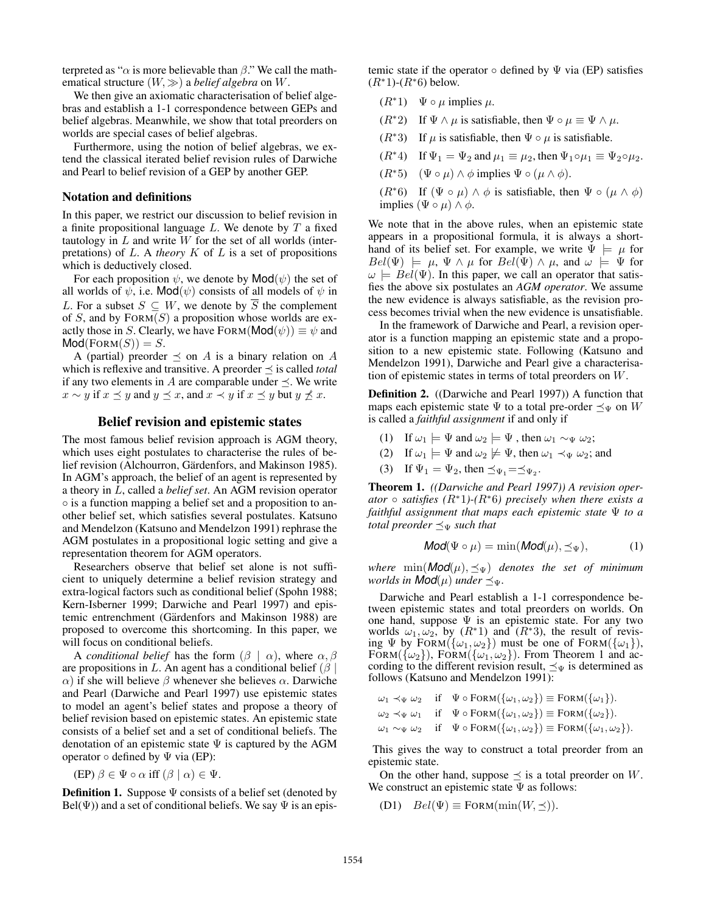terpreted as "$\alpha$ is more believable than $\beta$." We call the mathematical structure $(W, \gg)$ a *belief algebra* on $W$.

We then give an axiomatic characterisation of belief algebras and establish a 1-1 correspondence between GEPs and belief algebras. Meanwhile, we show that total preorders on worlds are special cases of belief algebras.

Furthermore, using the notion of belief algebras, we extend the classical iterated belief revision rules of Darwiche and Pearl to belief revision of a GEP by another GEP.

## Notation and definitions

In this paper, we restrict our discussion to belief revision in a finite propositional language $L$. We denote by $T$ a fixed tautology in $L$ and write $W$ for the set of all worlds (interpretations) of $L$. A *theory* $K$ of $L$ is a set of propositions which is deductively closed.

For each proposition $\psi$, we denote by $\mathsf{Mod}(\psi)$ the set of all worlds of $\psi$, i.e. $\mathsf{Mod}(\psi)$ consists of all models of $\psi$ in $L$. For a subset $S \subseteq W$, we denote by $\overline{S}$ the complement of $S$, and by $\text{FORM}(S)$ a proposition whose worlds are exactly those in $S$. Clearly, we have $\text{FORM}(\mathsf{Mod}(\psi)) \equiv \psi$ and $\mathsf{Mod}(\text{FORM}(S)) = S$.

A (partial) preorder $\preceq$ on $A$ is a binary relation on $A$ which is reflexive and transitive. A preorder $\preceq$ is called *total* if any two elements in $A$ are comparable under $\preceq$. We write $x \sim y$ if $x \preceq y$ and $y \preceq x$, and $x \prec y$ if $x \preceq y$ but $y \not\preceq x$.

# Belief revision and epistemic states

The most famous belief revision approach is AGM theory, which uses eight postulates to characterise the rules of belief revision (Alchourron, Gärdenfors, and Makinson 1985). In AGM's approach, the belief of an agent is represented by a theory in $L$, called a *belief set*. An AGM revision operator $\circ$ is a function mapping a belief set and a proposition to another belief set, which satisfies several postulates. Katsuno and Mendelzon (Katsuno and Mendelzon 1991) rephrase the AGM postulates in a propositional logic setting and give a representation theorem for AGM operators.

Researchers observe that belief set alone is not sufficient to uniquely determine a belief revision strategy and extra-logical factors such as conditional belief (Spohn 1988; Kern-Isberner 1999; Darwiche and Pearl 1997) and epistemic entrenchment (Gärdenfors and Makinson 1988) are proposed to overcome this shortcoming. In this paper, we will focus on conditional beliefs.

A *conditional belief* has the form $(\beta \mid \alpha)$, where $\alpha, \beta$ are propositions in $L$. An agent has a conditional belief $(\beta \mid \alpha)$ if she will believe $\beta$ whenever she believes $\alpha$. Darwiche and Pearl (Darwiche and Pearl 1997) use epistemic states to model an agent's belief states and propose a theory of belief revision based on epistemic states. An epistemic state consists of a belief set and a set of conditional beliefs. The denotation of an epistemic state $\Psi$ is captured by the AGM operator $\circ$ defined by $\Psi$ via (EP):

(EP) $\beta \in \Psi \circ \alpha$ iff $(\beta \mid \alpha) \in \Psi$.

**Definition 1.** Suppose $\Psi$ consists of a belief set (denoted by $\text{Bel}(\Psi)$) and a set of conditional beliefs. We say $\Psi$ is an epistemic state if the operator $\circ$ defined by $\Psi$ via (EP) satisfies $(R^*1)$-$(R^*6)$ below.

- $(R^*1)$ $\Psi \circ \mu$ implies $\mu$.
- $(R^*2)$ If $\Psi \wedge \mu$ is satisfiable, then $\Psi \circ \mu \equiv \Psi \wedge \mu$.
- $(R^*3)$ If $\mu$ is satisfiable, then $\Psi \circ \mu$ is satisfiable.
- $(R^*4)$ If $\Psi_1 = \Psi_2$ and $\mu_1 \equiv \mu_2$, then $\Psi_1 \circ \mu_1 \equiv \Psi_2 \circ \mu_2$.
- $(R^*5)$ $(\Psi \circ \mu) \wedge \phi$ implies $\Psi \circ (\mu \wedge \phi)$.
- $(R^*6)$ If $(\Psi \circ \mu) \wedge \phi$ is satisfiable, then $\Psi \circ (\mu \wedge \phi)$ implies $(\Psi \circ \mu) \wedge \phi$.

We note that in the above rules, when an epistemic state appears in a propositional formula, it is always a shorthand of its belief set. For example, we write $\Psi \models \mu$ for $Bel(\Psi) \models \mu$, $\Psi \wedge \mu$ for $Bel(\Psi) \wedge \mu$, and $\omega \models \Psi$ for $\omega \models Bel(\Psi)$. In this paper, we call an operator that satisfies the above six postulates an *AGM operator*. We assume the new evidence is always satisfiable, as the revision process becomes trivial when the new evidence is unsatisfiable.

In the framework of Darwiche and Pearl, a revision operator is a function mapping an epistemic state and a proposition to a new epistemic state. Following (Katsuno and Mendelzon 1991), Darwiche and Pearl give a characterisation of epistemic states in terms of total preorders on $W$.

**Definition 2.** ((Darwiche and Pearl 1997)) A function that maps each epistemic state $\Psi$ to a total pre-order $\preceq_\Psi$ on $W$ is called a *faithful assignment* if and only if

1. If $\omega_1 \models \Psi$ and $\omega_2 \models \Psi$ , then $\omega_1 \sim_\Psi \omega_2$;
2. If $\omega_1 \models \Psi$ and $\omega_2 \not\models \Psi$, then $\omega_1 \prec_\Psi \omega_2$; and
3. If $\Psi_1 = \Psi_2$, then $\preceq_{\Psi_1} = \preceq_{\Psi_2}$.

**Theorem 1.** *((Darwiche and Pearl 1997)) A revision operator $\circ$ satisfies $(R^*1)$-$(R^*6)$ precisely when there exists a faithful assignment that maps each epistemic state $\Psi$ to a total preorder $\preceq_\Psi$ such that*

$$\mathsf{Mod}(\Psi \circ \mu) = \min(\mathsf{Mod}(\mu), \preceq_\Psi), \tag{1}$$

*where $\min(\mathsf{Mod}(\mu), \preceq_\Psi)$ denotes the set of minimum worlds in $\mathsf{Mod}(\mu)$ under $\preceq_\Psi$.*

Darwiche and Pearl establish a 1-1 correspondence between epistemic states and total preorders on worlds. On one hand, suppose $\Psi$ is an epistemic state. For any two worlds $\omega_1, \omega_2$, by $(R^*1)$ and $(R^*3)$, the result of revising $\Psi$ by $\text{FORM}(\{\omega_1, \omega_2\})$ must be one of $\text{FORM}(\{\omega_1\})$, $\text{FORM}(\{\omega_2\})$, $\text{FORM}(\{\omega_1, \omega_2\})$. From Theorem 1 and according to the different revision result, $\preceq_\Psi$ is determined as follows (Katsuno and Mendelzon 1991):

$$\begin{aligned}
\omega_1 \prec_\Psi \omega_2 \quad &\text{if} \quad \Psi \circ \text{FORM}(\{\omega_1, \omega_2\}) \equiv \text{FORM}(\{\omega_1\}).\\
\omega_2 \prec_\Psi \omega_1 \quad &\text{if} \quad \Psi \circ \text{FORM}(\{\omega_1, \omega_2\}) \equiv \text{FORM}(\{\omega_2\}).\\
\omega_1 \sim_\Psi \omega_2 \quad &\text{if} \quad \Psi \circ \text{FORM}(\{\omega_1, \omega_2\}) \equiv \text{FORM}(\{\omega_1, \omega_2\}).
\end{aligned}$$

This gives the way to construct a total preorder from an epistemic state.

On the other hand, suppose $\preceq$ is a total preorder on $W$. We construct an epistemic state $\Psi$ as follows:

(D1) $Bel(\Psi) \equiv \text{FORM}(\min(W, \preceq))$.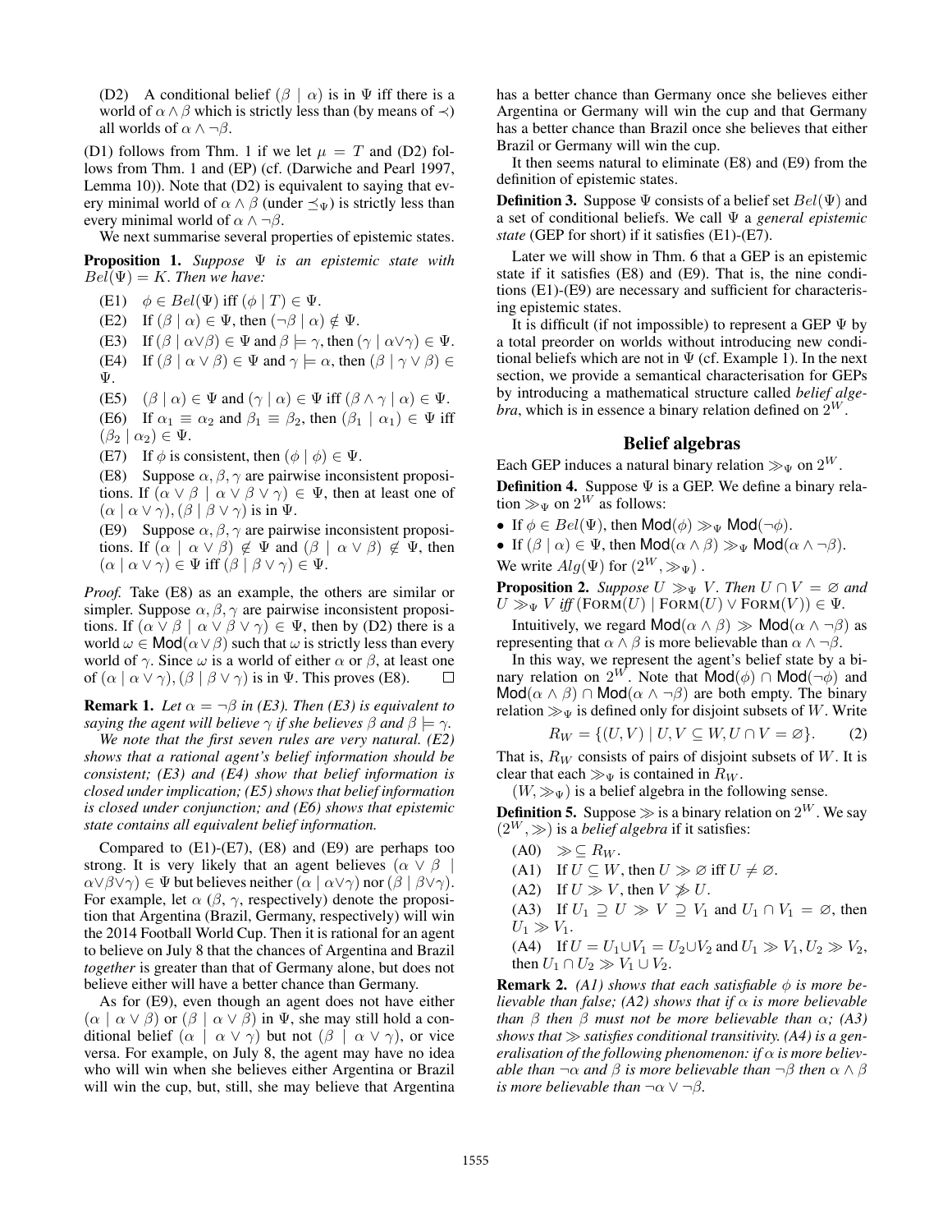(D2) A conditional belief $(\beta \mid \alpha)$ is in $\Psi$ iff there is a world of $\alpha \wedge \beta$ which is strictly less than (by means of $\prec$) all worlds of $\alpha \wedge \neg\beta$.

(D1) follows from Thm. 1 if we let $\mu = T$ and (D2) follows from Thm. 1 and (EP) (cf. (Darwiche and Pearl 1997, Lemma 10)). Note that (D2) is equivalent to saying that every minimal world of $\alpha \wedge \beta$ (under $\preceq_\Psi$) is strictly less than every minimal world of $\alpha \wedge \neg\beta$.

We next summarise several properties of epistemic states.

**Proposition 1.** *Suppose $\Psi$ is an epistemic state with $Bel(\Psi) = K$. Then we have:*

(E1) $\phi \in Bel(\Psi)$ iff $(\phi \mid T) \in \Psi$.

(E2) If $(\beta \mid \alpha) \in \Psi$, then $(\neg\beta \mid \alpha) \notin \Psi$.

(E3) If $(\beta \mid \alpha \vee \beta) \in \Psi$ and $\beta \models \gamma$, then $(\gamma \mid \alpha \vee \gamma) \in \Psi$.

(E4) If $(\beta \mid \alpha \vee \beta) \in \Psi$ and $\gamma \models \alpha$, then $(\beta \mid \gamma \vee \beta) \in \Psi$.

(E5) $(\beta \mid \alpha) \in \Psi$ and $(\gamma \mid \alpha) \in \Psi$ iff $(\beta \wedge \gamma \mid \alpha) \in \Psi$.

(E6) If $\alpha_1 \equiv \alpha_2$ and $\beta_1 \equiv \beta_2$, then $(\beta_1 \mid \alpha_1) \in \Psi$ iff $(\beta_2 \mid \alpha_2) \in \Psi$.

(E7) If $\phi$ is consistent, then $(\phi \mid \phi) \in \Psi$.

(E8) Suppose $\alpha, \beta, \gamma$ are pairwise inconsistent propositions. If $(\alpha \vee \beta \mid \alpha \vee \beta \vee \gamma) \in \Psi$, then at least one of $(\alpha \mid \alpha \vee \gamma), (\beta \mid \beta \vee \gamma)$ is in $\Psi$.

(E9) Suppose $\alpha, \beta, \gamma$ are pairwise inconsistent propositions. If $(\alpha \mid \alpha \vee \beta) \notin \Psi$ and $(\beta \mid \alpha \vee \beta) \notin \Psi$, then $(\alpha \mid \alpha \vee \gamma) \in \Psi$ iff $(\beta \mid \beta \vee \gamma) \in \Psi$.

*Proof.* Take (E8) as an example, the others are similar or simpler. Suppose $\alpha, \beta, \gamma$ are pairwise inconsistent propositions. If $(\alpha \vee \beta \mid \alpha \vee \beta \vee \gamma) \in \Psi$, then by (D2) there is a world $\omega \in \mathsf{Mod}(\alpha \vee \beta)$ such that $\omega$ is strictly less than every world of $\gamma$. Since $\omega$ is a world of either $\alpha$ or $\beta$, at least one of $(\alpha \mid \alpha \vee \gamma), (\beta \mid \beta \vee \gamma)$ is in $\Psi$. This proves (E8). $\square$

**Remark 1.** *Let $\alpha = \neg\beta$ in (E3). Then (E3) is equivalent to saying the agent will believe $\gamma$ if she believes $\beta$ and $\beta \models \gamma$.*

*We note that the first seven rules are very natural. (E2) shows that a rational agent's belief information should be consistent; (E3) and (E4) show that belief information is closed under implication; (E5) shows that belief information is closed under conjunction; and (E6) shows that epistemic state contains all equivalent belief information.*

Compared to (E1)-(E7), (E8) and (E9) are perhaps too strong. It is very likely that an agent believes $(\alpha \vee \beta \mid \alpha \vee \beta \vee \gamma) \in \Psi$ but believes neither $(\alpha \mid \alpha \vee \gamma)$ nor $(\beta \mid \beta \vee \gamma)$. For example, let $\alpha$ ($\beta$, $\gamma$, respectively) denote the proposition that Argentina (Brazil, Germany, respectively) will win the 2014 Football World Cup. Then it is rational for an agent to believe on July 8 that the chances of Argentina and Brazil *together* is greater than that of Germany alone, but does not believe either will have a better chance than Germany.

As for (E9), even though an agent does not have either $(\alpha \mid \alpha \vee \beta)$ or $(\beta \mid \alpha \vee \beta)$ in $\Psi$, she may still hold a conditional belief $(\alpha \mid \alpha \vee \gamma)$ but not $(\beta \mid \alpha \vee \gamma)$, or vice versa. For example, on July 8, the agent may have no idea who will win when she believes either Argentina or Brazil will win the cup, but, still, she may believe that Argentina has a better chance than Germany once she believes either Argentina or Germany will win the cup and that Germany has a better chance than Brazil once she believes that either Brazil or Germany will win the cup.

It then seems natural to eliminate (E8) and (E9) from the definition of epistemic states.

**Definition 3.** Suppose $\Psi$ consists of a belief set $Bel(\Psi)$ and a set of conditional beliefs. We call $\Psi$ a *general epistemic state* (GEP for short) if it satisfies (E1)-(E7).

Later we will show in Thm. 6 that a GEP is an epistemic state if it satisfies (E8) and (E9). That is, the nine conditions (E1)-(E9) are necessary and sufficient for characterising epistemic states.

It is difficult (if not impossible) to represent a GEP $\Psi$ by a total preorder on worlds without introducing new conditional beliefs which are not in $\Psi$ (cf. Example 1). In the next section, we provide a semantical characterisation for GEPs by introducing a mathematical structure called *belief algebra*, which is in essence a binary relation defined on $2^W$.

## Belief algebras

Each GEP induces a natural binary relation $\gg_\Psi$ on $2^W$.

**Definition 4.** Suppose $\Psi$ is a GEP. We define a binary relation $\gg_\Psi$ on $2^W$ as follows:

- If $\phi \in Bel(\Psi)$, then $\mathsf{Mod}(\phi) \gg_\Psi \mathsf{Mod}(\neg\phi)$.
- If $(\beta \mid \alpha) \in \Psi$, then $\mathsf{Mod}(\alpha \wedge \beta) \gg_\Psi \mathsf{Mod}(\alpha \wedge \neg\beta)$.

We write $Alg(\Psi)$ for $(2^W, \gg_\Psi)$.

**Proposition 2.** *Suppose $U \gg_\Psi V$. Then $U \cap V = \varnothing$ and $U \gg_\Psi V$ iff $(\textsc{Form}(U) \mid \textsc{Form}(U) \vee \textsc{Form}(V)) \in \Psi$.*

Intuitively, we regard $\mathsf{Mod}(\alpha \wedge \beta) \gg \mathsf{Mod}(\alpha \wedge \neg\beta)$ as representing that $\alpha \wedge \beta$ is more believable than $\alpha \wedge \neg\beta$.

In this way, we represent the agent's belief state by a binary relation on $2^W$. Note that $\mathsf{Mod}(\phi) \cap \mathsf{Mod}(\neg\phi)$ and $\mathsf{Mod}(\alpha \wedge \beta) \cap \mathsf{Mod}(\alpha \wedge \neg\beta)$ are both empty. The binary relation $\gg_\Psi$ is defined only for disjoint subsets of $W$. Write

$$R_W = \{(U, V) \mid U, V \subseteq W, U \cap V = \varnothing\}. \qquad (2)$$

That is, $R_W$ consists of pairs of disjoint subsets of $W$. It is clear that each $\gg_\Psi$ is contained in $R_W$.

$(W, \gg_\Psi)$ is a belief algebra in the following sense.

**Definition 5.** Suppose $\gg$ is a binary relation on $2^W$. We say $(2^W, \gg)$ is a *belief algebra* if it satisfies:

(A0) $\gg \subseteq R_W$.

(A1) If $U \subseteq W$, then $U \gg \varnothing$ iff $U \neq \varnothing$.

(A2) If $U \gg V$, then $V \not\gg U$.

(A3) If $U_1 \supseteq U \gg V \supseteq V_1$ and $U_1 \cap V_1 = \varnothing$, then $U_1 \gg V_1$.

(A4) If $U = U_1 \cup V_1 = U_2 \cup V_2$ and $U_1 \gg V_1, U_2 \gg V_2$, then $U_1 \cap U_2 \gg V_1 \cup V_2$.

**Remark 2.** *(A1) shows that each satisfiable $\phi$ is more believable than false; (A2) shows that if $\alpha$ is more believable than $\beta$ then $\beta$ must not be more believable than $\alpha$; (A3) shows that $\gg$ satisfies conditional transitivity. (A4) is a generalisation of the following phenomenon: if $\alpha$ is more believable than $\neg\alpha$ and $\beta$ is more believable than $\neg\beta$ then $\alpha \wedge \beta$ is more believable than $\neg\alpha \vee \neg\beta$.*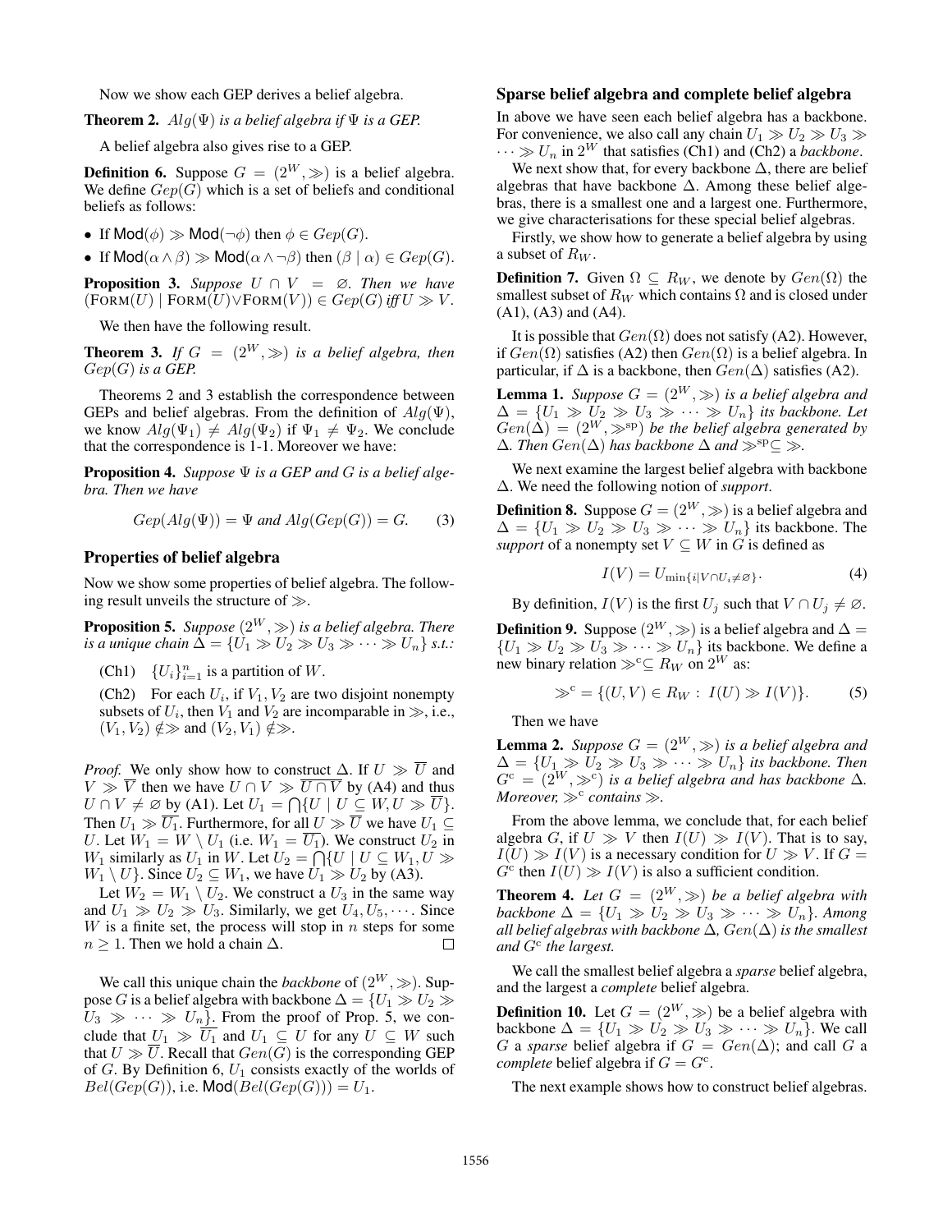Now we show each GEP derives a belief algebra.

**Theorem 2.** *$Alg(\Psi)$ is a belief algebra if $\Psi$ is a GEP.*

A belief algebra also gives rise to a GEP.

**Definition 6.** Suppose $G = (2^W, \gg)$ is a belief algebra. We define $Gep(G)$ which is a set of beliefs and conditional beliefs as follows:

- If $\mathsf{Mod}(\phi) \gg \mathsf{Mod}(\neg\phi)$ then $\phi \in Gep(G)$.
- If $\mathsf{Mod}(\alpha \wedge \beta) \gg \mathsf{Mod}(\alpha \wedge \neg\beta)$ then $(\beta \mid \alpha) \in Gep(G)$.

**Proposition 3.** *Suppose $U \cap V = \varnothing$. Then we have $(\text{FORM}(U) \mid \text{FORM}(U) \vee \text{FORM}(V)) \in Gep(G)$ iff $U \gg V$.*

We then have the following result.

**Theorem 3.** *If $G = (2^W, \gg)$ is a belief algebra, then $Gep(G)$ is a GEP.*

Theorems 2 and 3 establish the correspondence between GEPs and belief algebras. From the definition of $Alg(\Psi)$, we know $Alg(\Psi_1) \neq Alg(\Psi_2)$ if $\Psi_1 \neq \Psi_2$. We conclude that the correspondence is 1-1. Moreover we have:

**Proposition 4.** *Suppose $\Psi$ is a GEP and $G$ is a belief algebra. Then we have*

$$Gep(Alg(\Psi)) = \Psi \text{ and } Alg(Gep(G)) = G. \tag{3}$$

## Properties of belief algebra

Now we show some properties of belief algebra. The following result unveils the structure of $\gg$.

**Proposition 5.** *Suppose $(2^W, \gg)$ is a belief algebra. There is a unique chain $\Delta = \{U_1 \gg U_2 \gg U_3 \gg \cdots \gg U_n\}$ s.t.:*

(Ch1) $\{U_i\}_{i=1}^n$ is a partition of $W$.

(Ch2) For each $U_i$, if $V_1, V_2$ are two disjoint nonempty subsets of $U_i$, then $V_1$ and $V_2$ are incomparable in $\gg$, i.e., $(V_1, V_2) \notin \gg$ and $(V_2, V_1) \notin \gg$.

*Proof.* We only show how to construct $\Delta$. If $U \gg \overline{U}$ and $V \gg \overline{V}$ then we have $U \cap V \gg \overline{U \cap V}$ by (A4) and thus $U \cap V \neq \varnothing$ by (A1). Let $U_1 = \bigcap\{U \mid U \subseteq W, U \gg \overline{U}\}$. Then $U_1 \gg \overline{U_1}$. Furthermore, for all $U \gg \overline{U}$ we have $U_1 \subseteq U$. Let $W_1 = W \setminus U_1$ (i.e. $W_1 = \overline{U_1}$). We construct $U_2$ in $W_1$ similarly as $U_1$ in $W$. Let $U_2 = \bigcap\{U \mid U \subseteq W_1, U \gg W_1 \setminus U\}$. Since $U_2 \subseteq W_1$, we have $U_1 \gg U_2$ by (A3).

Let $W_2 = W_1 \setminus U_2$. We construct a $U_3$ in the same way and $U_1 \gg U_2 \gg U_3$. Similarly, we get $U_4, U_5, \cdots$. Since $W$ is a finite set, the process will stop in $n$ steps for some $n \geq 1$. Then we hold a chain $\Delta$. $\square$

We call this unique chain the *backbone* of $(2^W, \gg)$. Suppose $G$ is a belief algebra with backbone $\Delta = \{U_1 \gg U_2 \gg U_3 \gg \cdots \gg U_n\}$. From the proof of Prop. 5, we conclude that $U_1 \gg \overline{U_1}$ and $U_1 \subseteq U$ for any $U \subseteq W$ such that $U \gg \overline{U}$. Recall that $Gen(G)$ is the corresponding GEP of $G$. By Definition 6, $U_1$ consists exactly of the worlds of $Bel(Gep(G))$, i.e. $\mathsf{Mod}(Bel(Gep(G))) = U_1$.

## Sparse belief algebra and complete belief algebra

In above we have seen each belief algebra has a backbone. For convenience, we also call any chain $U_1 \gg U_2 \gg U_3 \gg \cdots \gg U_n$ in $2^W$ that satisfies (Ch1) and (Ch2) a *backbone*.

We next show that, for every backbone $\Delta$, there are belief algebras that have backbone $\Delta$. Among these belief algebras, there is a smallest one and a largest one. Furthermore, we give characterisations for these special belief algebras.

Firstly, we show how to generate a belief algebra by using a subset of $R_W$.

**Definition 7.** Given $\Omega \subseteq R_W$, we denote by $Gen(\Omega)$ the smallest subset of $R_W$ which contains $\Omega$ and is closed under (A1), (A3) and (A4).

It is possible that $Gen(\Omega)$ does not satisfy (A2). However, if $Gen(\Omega)$ satisfies (A2) then $Gen(\Omega)$ is a belief algebra. In particular, if $\Delta$ is a backbone, then $Gen(\Delta)$ satisfies (A2).

**Lemma 1.** *Suppose $G = (2^W, \gg)$ is a belief algebra and $\Delta = \{U_1 \gg U_2 \gg U_3 \gg \cdots \gg U_n\}$ its backbone. Let $Gen(\Delta) = (2^W, \gg^{\text{sp}})$ be the belief algebra generated by $\Delta$. Then $Gen(\Delta)$ has backbone $\Delta$ and $\gg^{\text{sp}} \subseteq \gg$.*

We next examine the largest belief algebra with backbone $\Delta$. We need the following notion of *support*.

**Definition 8.** Suppose $G = (2^W, \gg)$ is a belief algebra and $\Delta = \{U_1 \gg U_2 \gg U_3 \gg \cdots \gg U_n\}$ its backbone. The *support* of a nonempty set $V \subseteq W$ in $G$ is defined as

$$I(V) = U_{\min\{i \mid V \cap U_i \neq \varnothing\}}. \tag{4}$$

By definition, $I(V)$ is the first $U_j$ such that $V \cap U_j \neq \varnothing$.

**Definition 9.** Suppose $(2^W, \gg)$ is a belief algebra and $\Delta = \{U_1 \gg U_2 \gg U_3 \gg \cdots \gg U_n\}$ its backbone. We define a new binary relation $\gg^{\text{c}} \subseteq R_W$ on $2^W$ as:

$$\gg^{\text{c}} = \{(U, V) \in R_W : I(U) \gg I(V)\}. \tag{5}$$

Then we have

**Lemma 2.** *Suppose $G = (2^W, \gg)$ is a belief algebra and $\Delta = \{U_1 \gg U_2 \gg U_3 \gg \cdots \gg U_n\}$ its backbone. Then $G^{\text{c}} = (2^W, \gg^{\text{c}})$ is a belief algebra and has backbone $\Delta$. Moreover, $\gg^{\text{c}}$ contains $\gg$.*

From the above lemma, we conclude that, for each belief algebra $G$, if $U \gg V$ then $I(U) \gg I(V)$. That is to say, $I(U) \gg I(V)$ is a necessary condition for $U \gg V$. If $G = G^{\text{c}}$ then $I(U) \gg I(V)$ is also a sufficient condition.

**Theorem 4.** *Let $G = (2^W, \gg)$ be a belief algebra with backbone $\Delta = \{U_1 \gg U_2 \gg U_3 \gg \cdots \gg U_n\}$. Among all belief algebras with backbone $\Delta$, $Gen(\Delta)$ is the smallest and $G^{\text{c}}$ the largest.*

We call the smallest belief algebra a *sparse* belief algebra, and the largest a *complete* belief algebra.

**Definition 10.** Let $G = (2^W, \gg)$ be a belief algebra with backbone $\Delta = \{U_1 \gg U_2 \gg U_3 \gg \cdots \gg U_n\}$. We call $G$ a *sparse* belief algebra if $G = Gen(\Delta)$; and call $G$ a *complete* belief algebra if $G = G^{\text{c}}$.

The next example shows how to construct belief algebras.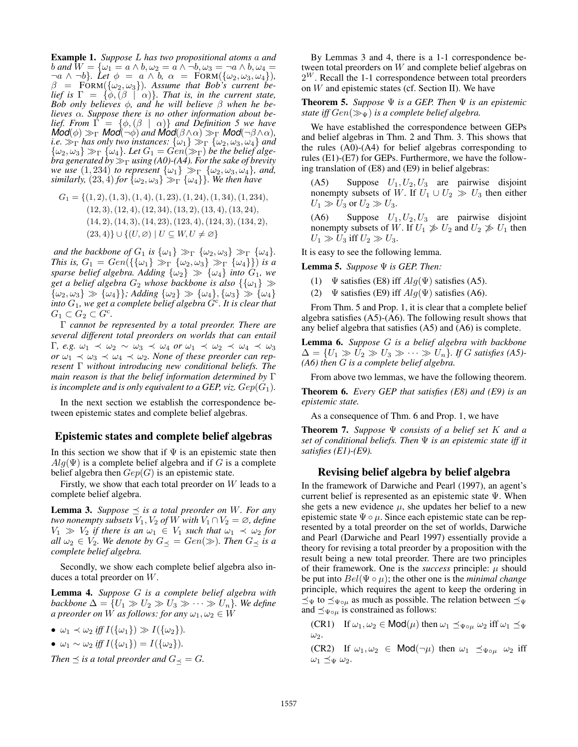**Example 1.** *Suppose $L$ has two propositional atoms $a$ and $b$ and $W = \{\omega_1 = a \wedge b, \omega_2 = a \wedge \neg b, \omega_3 = \neg a \wedge b, \omega_4 = \neg a \wedge \neg b\}$. Let $\phi = a \wedge b$, $\alpha = \text{FORM}(\{\omega_2, \omega_3, \omega_4\})$, $\beta = \text{FORM}(\{\omega_2, \omega_3\})$. Assume that Bob's current belief is $\Gamma = \{\phi, (\beta \mid \alpha)\}$. That is, in the current state, Bob only believes $\phi$, and he will believe $\beta$ when he believes $\alpha$. Suppose there is no other information about belief. From $\Gamma = \{\phi, (\beta \mid \alpha)\}$ and Definition 5 we have $\mathsf{Mod}(\phi) \gg_\Gamma \mathsf{Mod}(\neg\phi)$ and $\mathsf{Mod}(\beta \wedge \alpha) \gg_\Gamma \mathsf{Mod}(\neg\beta \wedge \alpha)$, i.e. $\gg_\Gamma$ has only two instances: $\{\omega_1\} \gg_\Gamma \{\omega_2, \omega_3, \omega_4\}$ and $\{\omega_2, \omega_3\} \gg_\Gamma \{\omega_4\}$. Let $G_1 = Gen(\gg_\Gamma)$ be the belief algebra generated by $\gg_\Gamma$ using (A0)-(A4). For the sake of brevity we use $(1, 234)$ to represent $\{\omega_1\} \gg_\Gamma \{\omega_2, \omega_3, \omega_4\}$, and, similarly, $(23, 4)$ for $\{\omega_2, \omega_3\} \gg_\Gamma \{\omega_4\}$. We then have*

$$
\begin{aligned}
G_1 = \{&(1,2),(1,3),(1,4),(1,23),(1,24),(1,34),(1,234),\\
&(12,3),(12,4),(12,34),(13,2),(13,4),(13,24),\\
&(14,2),(14,3),(14,23),(123,4),(124,3),(134,2),\\
&(23,4)\} \cup \{(U,\varnothing) \mid U \subseteq W, U \neq \varnothing\}
\end{aligned}
$$

*and the backbone of $G_1$ is $\{\omega_1\} \gg_\Gamma \{\omega_2, \omega_3\} \gg_\Gamma \{\omega_4\}$. This is, $G_1 = Gen(\{\{\omega_1\} \gg_\Gamma \{\omega_2, \omega_3\} \gg_\Gamma \{\omega_4\}\})$ is a sparse belief algebra. Adding $\{\omega_2\} \gg \{\omega_4\}$ into $G_1$, we get a belief algebra $G_2$ whose backbone is also $\{\{\omega_1\} \gg \{\omega_2, \omega_3\} \gg \{\omega_4\}\}$; Adding $\{\omega_2\} \gg \{\omega_4\}, \{\omega_3\} \gg \{\omega_4\}$ into $G_1$, we get a complete belief algebra $G^c$. It is clear that $G_1 \subset G_2 \subset G^c$.*

*$\Gamma$ cannot be represented by a total preorder. There are several different total preorders on worlds that can entail $\Gamma$, e.g. $\omega_1 \prec \omega_2 \sim \omega_3 \prec \omega_4$ or $\omega_1 \prec \omega_2 \prec \omega_4 \prec \omega_3$ or $\omega_1 \prec \omega_3 \prec \omega_4 \prec \omega_2$. None of these preorder can represent $\Gamma$ without introducing new conditional beliefs. The main reason is that the belief information determined by $\Gamma$ is incomplete and is only equivalent to a GEP, viz. $Gep(G_1)$.*

In the next section we establish the correspondence between epistemic states and complete belief algebras.

## Epistemic states and complete belief algebras

In this section we show that if $\Psi$ is an epistemic state then $Alg(\Psi)$ is a complete belief algebra and if $G$ is a complete belief algebra then $Gep(G)$ is an epistemic state.

Firstly, we show that each total preorder on $W$ leads to a complete belief algebra.

**Lemma 3.** *Suppose $\preceq$ is a total preorder on $W$. For any two nonempty subsets $V_1, V_2$ of $W$ with $V_1 \cap V_2 = \varnothing$, define $V_1 \gg V_2$ if there is an $\omega_1 \in V_1$ such that $\omega_1 \prec \omega_2$ for all $\omega_2 \in V_2$. We denote by $G_\preceq = Gen(\gg)$. Then $G_\preceq$ is a complete belief algebra.*

Secondly, we show each complete belief algebra also induces a total preorder on $W$.

**Lemma 4.** *Suppose $G$ is a complete belief algebra with backbone $\Delta = \{U_1 \gg U_2 \gg U_3 \gg \cdots \gg U_n\}$. We define a preorder on $W$ as follows: for any $\omega_1, \omega_2 \in W$*

- *$\omega_1 \prec \omega_2$ iff $I(\{\omega_1\}) \gg I(\{\omega_2\})$.*
- *$\omega_1 \sim \omega_2$ iff $I(\{\omega_1\}) = I(\{\omega_2\})$.*

*Then $\preceq$ is a total preorder and $G_\preceq = G$.*

By Lemmas 3 and 4, there is a 1-1 correspondence between total preorders on $W$ and complete belief algebras on $2^W$. Recall the 1-1 correspondence between total preorders on $W$ and epistemic states (cf. Section II). We have

**Theorem 5.** *Suppose $\Psi$ is a GEP. Then $\Psi$ is an epistemic state iff $Gen(\gg_\Psi)$ is a complete belief algebra.*

We have established the correspondence between GEPs and belief algebras in Thm. 2 and Thm. 3. This shows that the rules (A0)-(A4) for belief algebras corresponding to rules (E1)-(E7) for GEPs. Furthermore, we have the following translation of (E8) and (E9) in belief algebras:

(A5) Suppose $U_1, U_2, U_3$ are pairwise disjoint nonempty subsets of $W$. If $U_1 \cup U_2 \gg U_3$ then either $U_1 \gg U_3$ or $U_2 \gg U_3$.

(A6) Suppose $U_1, U_2, U_3$ are pairwise disjoint nonempty subsets of $W$. If $U_1 \not\gg U_2$ and $U_2 \not\gg U_1$ then $U_1 \gg U_3$ iff $U_2 \gg U_3$.

It is easy to see the following lemma.

**Lemma 5.** *Suppose $\Psi$ is GEP. Then:*

1. *$\Psi$ satisfies (E8) iff $Alg(\Psi)$ satisfies (A5).*
2. *$\Psi$ satisfies (E9) iff $Alg(\Psi)$ satisfies (A6).*

From Thm. 5 and Prop. 1, it is clear that a complete belief algebra satisfies (A5)-(A6). The following result shows that any belief algebra that satisfies (A5) and (A6) is complete.

**Lemma 6.** *Suppose $G$ is a belief algebra with backbone $\Delta = \{U_1 \gg U_2 \gg U_3 \gg \cdots \gg U_n\}$. If $G$ satisfies (A5)-(A6) then $G$ is a complete belief algebra.*

From above two lemmas, we have the following theorem.

**Theorem 6.** *Every GEP that satisfies (E8) and (E9) is an epistemic state.*

As a consequence of Thm. 6 and Prop. 1, we have

**Theorem 7.** *Suppose $\Psi$ consists of a belief set $K$ and a set of conditional beliefs. Then $\Psi$ is an epistemic state iff it satisfies (E1)-(E9).*

## Revising belief algebra by belief algebra

In the framework of Darwiche and Pearl (1997), an agent's current belief is represented as an epistemic state $\Psi$. When she gets a new evidence $\mu$, she updates her belief to a new epistemic state $\Psi \circ \mu$. Since each epistemic state can be represented by a total preorder on the set of worlds, Darwiche and Pearl (Darwiche and Pearl 1997) essentially provide a theory for revising a total preorder by a proposition with the result being a new total preorder. There are two principles of their framework. One is the *success* principle: $\mu$ should be put into $Bel(\Psi \circ \mu)$; the other one is the *minimal change* principle, which requires the agent to keep the ordering in $\preceq_\Psi$ to $\preceq_{\Psi\circ\mu}$ as much as possible. The relation between $\preceq_\Psi$ and $\preceq_{\Psi\circ\mu}$ is constrained as follows:

(CR1) If $\omega_1, \omega_2 \in \mathsf{Mod}(\mu)$ then $\omega_1 \preceq_{\Psi\circ\mu} \omega_2$ iff $\omega_1 \preceq_\Psi \omega_2$.

(CR2) If $\omega_1, \omega_2 \in \mathsf{Mod}(\neg\mu)$ then $\omega_1 \preceq_{\Psi\circ\mu} \omega_2$ iff $\omega_1 \preceq_\Psi \omega_2$.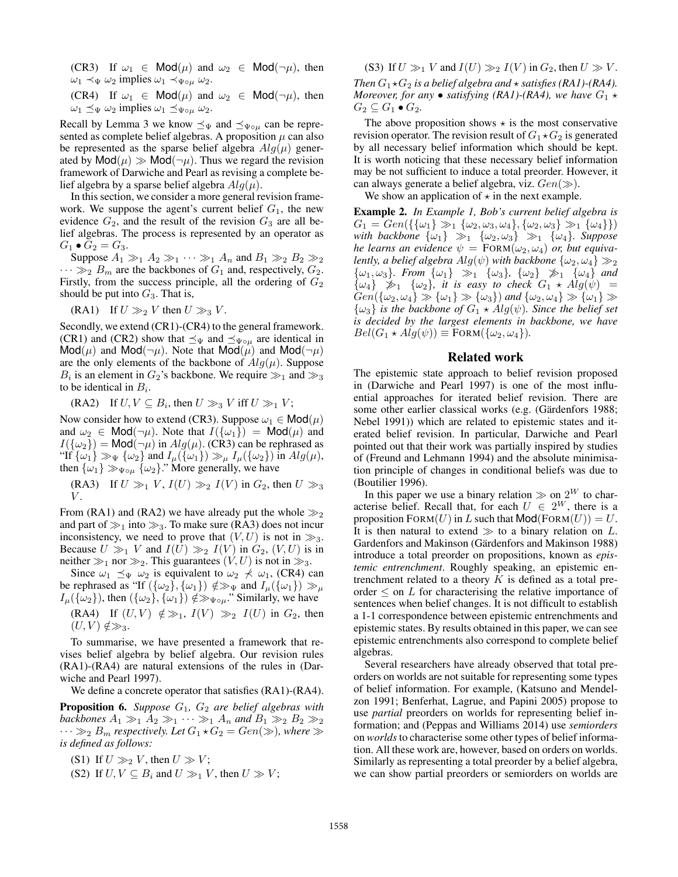(CR3) If $\omega_1 \in \mathsf{Mod}(\mu)$ and $\omega_2 \in \mathsf{Mod}(\neg\mu)$, then $\omega_1 \prec_\Psi \omega_2$ implies $\omega_1 \prec_{\Psi\circ\mu} \omega_2$.

(CR4) If $\omega_1 \in \mathsf{Mod}(\mu)$ and $\omega_2 \in \mathsf{Mod}(\neg\mu)$, then $\omega_1 \preceq_\Psi \omega_2$ implies $\omega_1 \preceq_{\Psi\circ\mu} \omega_2$.

Recall by Lemma 3 we know $\preceq_\Psi$ and $\preceq_{\Psi\circ\mu}$ can be represented as complete belief algebras. A proposition $\mu$ can also be represented as the sparse belief algebra $Alg(\mu)$ generated by $\mathsf{Mod}(\mu) \gg \mathsf{Mod}(\neg\mu)$. Thus we regard the revision framework of Darwiche and Pearl as revising a complete belief algebra by a sparse belief algebra $Alg(\mu)$.

In this section, we consider a more general revision framework. We suppose the agent's current belief $G_1$, the new evidence $G_2$, and the result of the revision $G_3$ are all belief algebras. The process is represented by an operator as $G_1 \bullet G_2 = G_3$.

Suppose $A_1 \gg_1 A_2 \gg_1 \cdots \gg_1 A_n$ and $B_1 \gg_2 B_2 \gg_2 \cdots \gg_2 B_m$ are the backbones of $G_1$ and, respectively, $G_2$. Firstly, from the success principle, all the ordering of $G_2$ should be put into $G_3$. That is,

(RA1) If $U \gg_2 V$ then $U \gg_3 V$.

Secondly, we extend (CR1)-(CR4) to the general framework. (CR1) and (CR2) show that $\preceq_\Psi$ and $\preceq_{\Psi\circ\mu}$ are identical in $\mathsf{Mod}(\mu)$ and $\mathsf{Mod}(\neg\mu)$. Note that $\mathsf{Mod}(\mu)$ and $\mathsf{Mod}(\neg\mu)$ are the only elements of the backbone of $Alg(\mu)$. Suppose $B_i$ is an element in $G_2$'s backbone. We require $\gg_1$ and $\gg_3$ to be identical in $B_i$.

(RA2) If $U, V \subseteq B_i$, then $U \gg_3 V$ iff $U \gg_1 V$;

Now consider how to extend (CR3). Suppose $\omega_1 \in \mathsf{Mod}(\mu)$ and $\omega_2 \in \mathsf{Mod}(\neg\mu)$. Note that $I(\{\omega_1\}) = \mathsf{Mod}(\mu)$ and $I(\{\omega_2\}) = \mathsf{Mod}(\neg\mu)$ in $Alg(\mu)$. (CR3) can be rephrased as "If $\{\omega_1\} \gg_\Psi \{\omega_2\}$ and $I_\mu(\{\omega_1\}) \gg_\mu I_\mu(\{\omega_2\})$ in $Alg(\mu)$, then $\{\omega_1\} \gg_{\Psi\circ\mu} \{\omega_2\}$." More generally, we have

(RA3) If $U \gg_1 V$, $I(U) \gg_2 I(V)$ in $G_2$, then $U \gg_3 V$.

From (RA1) and (RA2) we have already put the whole $\gg_2$ and part of $\gg_1$ into $\gg_3$. To make sure (RA3) does not incur inconsistency, we need to prove that $(V, U)$ is not in $\gg_3$. Because $U \gg_1 V$ and $I(U) \gg_2 I(V)$ in $G_2$, $(V, U)$ is in neither $\gg_1$ nor $\gg_2$. This guarantees $(V, U)$ is not in $\gg_3$.

Since $\omega_1 \preceq_\Psi \omega_2$ is equivalent to $\omega_2 \not\prec \omega_1$, (CR4) can be rephrased as "If $(\{\omega_2\}, \{\omega_1\}) \notin \gg_\Psi$ and $I_\mu(\{\omega_1\}) \gg_\mu I_\mu(\{\omega_2\})$, then $(\{\omega_2\}, \{\omega_1\}) \notin \gg_{\Psi\circ\mu}$." Similarly, we have

(RA4) If $(U, V) \notin \gg_1$, $I(V) \gg_2 I(U)$ in $G_2$, then $(U, V) \notin \gg_3$.

To summarise, we have presented a framework that revises belief algebra by belief algebra. Our revision rules (RA1)-(RA4) are natural extensions of the rules in (Darwiche and Pearl 1997).

We define a concrete operator that satisfies (RA1)-(RA4).

**Proposition 6.** *Suppose $G_1$, $G_2$ are belief algebras with backbones $A_1 \gg_1 A_2 \gg_1 \cdots \gg_1 A_n$ and $B_1 \gg_2 B_2 \gg_2 \cdots \gg_2 B_m$ respectively. Let $G_1 \star G_2 = Gen(\gg)$, where $\gg$ is defined as follows:*

(S1) If $U \gg_2 V$, then $U \gg V$;

(S2) If $U, V \subseteq B_i$ and $U \gg_1 V$, then $U \gg V$;

(S3) If $U \gg_1 V$ and $I(U) \gg_2 I(V)$ in $G_2$, then $U \gg V$.

*Then $G_1 \star G_2$ is a belief algebra and $\star$ satisfies (RA1)-(RA4). Moreover, for any $\bullet$ satisfying (RA1)-(RA4), we have $G_1 \star G_2 \subseteq G_1 \bullet G_2$.*

The above proposition shows $\star$ is the most conservative revision operator. The revision result of $G_1 \star G_2$ is generated by all necessary belief information which should be kept. It is worth noticing that these necessary belief information may be not sufficient to induce a total preorder. However, it can always generate a belief algebra, viz. $Gen(\gg)$.

We show an application of $\star$ in the next example.

**Example 2.** *In Example 1, Bob's current belief algebra is $G_1 = Gen(\{\{\omega_1\} \gg_1 \{\omega_2, \omega_3, \omega_4\}, \{\omega_2, \omega_3\} \gg_1 \{\omega_4\}\})$ with backbone $\{\omega_1\} \gg_1 \{\omega_2, \omega_3\} \gg_1 \{\omega_4\}$. Suppose he learns an evidence $\psi = \text{FORM}(\omega_2, \omega_4)$ or, but equivalently, a belief algebra $Alg(\psi)$ with backbone $\{\omega_2, \omega_4\} \gg_2 \{\omega_1, \omega_3\}$. From $\{\omega_1\} \gg_1 \{\omega_3\}$, $\{\omega_2\} \not\gg_1 \{\omega_4\}$ and $\{\omega_4\} \not\gg_1 \{\omega_2\}$, it is easy to check $G_1 \star Alg(\psi) = Gen(\{\omega_2, \omega_4\} \gg \{\omega_1\} \gg \{\omega_3\})$ and $\{\omega_2, \omega_4\} \gg \{\omega_1\} \gg \{\omega_3\}$ is the backbone of $G_1 \star Alg(\psi)$. Since the belief set is decided by the largest elements in backbone, we have $Bel(G_1 \star Alg(\psi)) \equiv \text{FORM}(\{\omega_2, \omega_4\})$.*

## Related work

The epistemic state approach to belief revision proposed in (Darwiche and Pearl 1997) is one of the most influential approaches for iterated belief revision. There are some other earlier classical works (e.g. (Gärdenfors 1988; Nebel 1991)) which are related to epistemic states and iterated belief revision. In particular, Darwiche and Pearl pointed out that their work was partially inspired by studies of (Freund and Lehmann 1994) and the absolute minimisation principle of changes in conditional beliefs was due to (Boutilier 1996).

In this paper we use a binary relation $\gg$ on $2^W$ to characterise belief. Recall that, for each $U \in 2^W$, there is a proposition $\text{FORM}(U)$ in $L$ such that $\mathsf{Mod}(\text{FORM}(U)) = U$. It is then natural to extend $\gg$ to a binary relation on $L$. Gardenfors and Makinson (Gärdenfors and Makinson 1988) introduce a total preorder on propositions, known as *epistemic entrenchment*. Roughly speaking, an epistemic entrenchment related to a theory $K$ is defined as a total preorder $\leq$ on $L$ for characterising the relative importance of sentences when belief changes. It is not difficult to establish a 1-1 correspondence between epistemic entrenchments and epistemic states. By results obtained in this paper, we can see epistemic entrenchments also correspond to complete belief algebras.

Several researchers have already observed that total preorders on worlds are not suitable for representing some types of belief information. For example, (Katsuno and Mendelzon 1991; Benferhat, Lagrue, and Papini 2005) propose to use *partial* preorders on worlds for representing belief information; and (Peppas and Williams 2014) use *semiorders* on *worlds* to characterise some other types of belief information. All these work are, however, based on orders on worlds. Similarly as representing a total preorder by a belief algebra, we can show partial preorders or semiorders on worlds are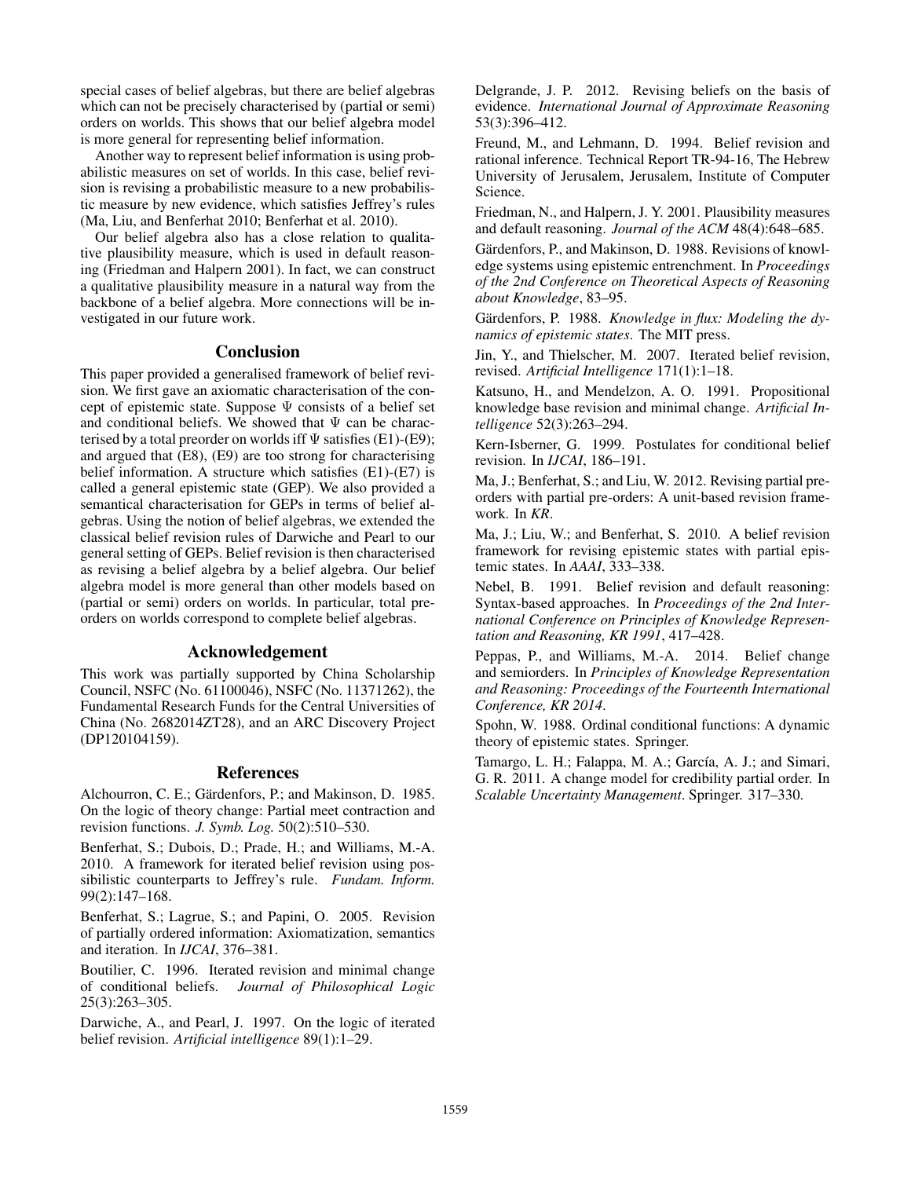special cases of belief algebras, but there are belief algebras which can not be precisely characterised by (partial or semi) orders on worlds. This shows that our belief algebra model is more general for representing belief information.

Another way to represent belief information is using probabilistic measures on set of worlds. In this case, belief revision is revising a probabilistic measure to a new probabilistic measure by new evidence, which satisfies Jeffrey's rules (Ma, Liu, and Benferhat 2010; Benferhat et al. 2010).

Our belief algebra also has a close relation to qualitative plausibility measure, which is used in default reasoning (Friedman and Halpern 2001). In fact, we can construct a qualitative plausibility measure in a natural way from the backbone of a belief algebra. More connections will be investigated in our future work.

## Conclusion

This paper provided a generalised framework of belief revision. We first gave an axiomatic characterisation of the concept of epistemic state. Suppose $\Psi$ consists of a belief set and conditional beliefs. We showed that $\Psi$ can be characterised by a total preorder on worlds iff $\Psi$ satisfies (E1)-(E9); and argued that (E8), (E9) are too strong for characterising belief information. A structure which satisfies (E1)-(E7) is called a general epistemic state (GEP). We also provided a semantical characterisation for GEPs in terms of belief algebras. Using the notion of belief algebras, we extended the classical belief revision rules of Darwiche and Pearl to our general setting of GEPs. Belief revision is then characterised as revising a belief algebra by a belief algebra. Our belief algebra model is more general than other models based on (partial or semi) orders on worlds. In particular, total preorders on worlds correspond to complete belief algebras.

## Acknowledgement

This work was partially supported by China Scholarship Council, NSFC (No. 61100046), NSFC (No. 11371262), the Fundamental Research Funds for the Central Universities of China (No. 2682014ZT28), and an ARC Discovery Project (DP120104159).

## References

Alchourron, C. E.; Gärdenfors, P.; and Makinson, D. 1985. On the logic of theory change: Partial meet contraction and revision functions. *J. Symb. Log.* 50(2):510–530.

Benferhat, S.; Dubois, D.; Prade, H.; and Williams, M.-A. 2010. A framework for iterated belief revision using possibilistic counterparts to Jeffrey's rule. *Fundam. Inform.* 99(2):147–168.

Benferhat, S.; Lagrue, S.; and Papini, O. 2005. Revision of partially ordered information: Axiomatization, semantics and iteration. In *IJCAI*, 376–381.

Boutilier, C. 1996. Iterated revision and minimal change of conditional beliefs. *Journal of Philosophical Logic* 25(3):263–305.

Darwiche, A., and Pearl, J. 1997. On the logic of iterated belief revision. *Artificial intelligence* 89(1):1–29.

Delgrande, J. P. 2012. Revising beliefs on the basis of evidence. *International Journal of Approximate Reasoning* 53(3):396–412.

Freund, M., and Lehmann, D. 1994. Belief revision and rational inference. Technical Report TR-94-16, The Hebrew University of Jerusalem, Jerusalem, Institute of Computer Science.

Friedman, N., and Halpern, J. Y. 2001. Plausibility measures and default reasoning. *Journal of the ACM* 48(4):648–685.

Gärdenfors, P., and Makinson, D. 1988. Revisions of knowledge systems using epistemic entrenchment. In *Proceedings of the 2nd Conference on Theoretical Aspects of Reasoning about Knowledge*, 83–95.

Gärdenfors, P. 1988. *Knowledge in flux: Modeling the dynamics of epistemic states*. The MIT press.

Jin, Y., and Thielscher, M. 2007. Iterated belief revision, revised. *Artificial Intelligence* 171(1):1–18.

Katsuno, H., and Mendelzon, A. O. 1991. Propositional knowledge base revision and minimal change. *Artificial Intelligence* 52(3):263–294.

Kern-Isberner, G. 1999. Postulates for conditional belief revision. In *IJCAI*, 186–191.

Ma, J.; Benferhat, S.; and Liu, W. 2012. Revising partial preorders with partial pre-orders: A unit-based revision framework. In *KR*.

Ma, J.; Liu, W.; and Benferhat, S. 2010. A belief revision framework for revising epistemic states with partial epistemic states. In *AAAI*, 333–338.

Nebel, B. 1991. Belief revision and default reasoning: Syntax-based approaches. In *Proceedings of the 2nd International Conference on Principles of Knowledge Representation and Reasoning, KR 1991*, 417–428.

Peppas, P., and Williams, M.-A. 2014. Belief change and semiorders. In *Principles of Knowledge Representation and Reasoning: Proceedings of the Fourteenth International Conference, KR 2014*.

Spohn, W. 1988. Ordinal conditional functions: A dynamic theory of epistemic states. Springer.

Tamargo, L. H.; Falappa, M. A.; García, A. J.; and Simari, G. R. 2011. A change model for credibility partial order. In *Scalable Uncertainty Management*. Springer. 317–330.